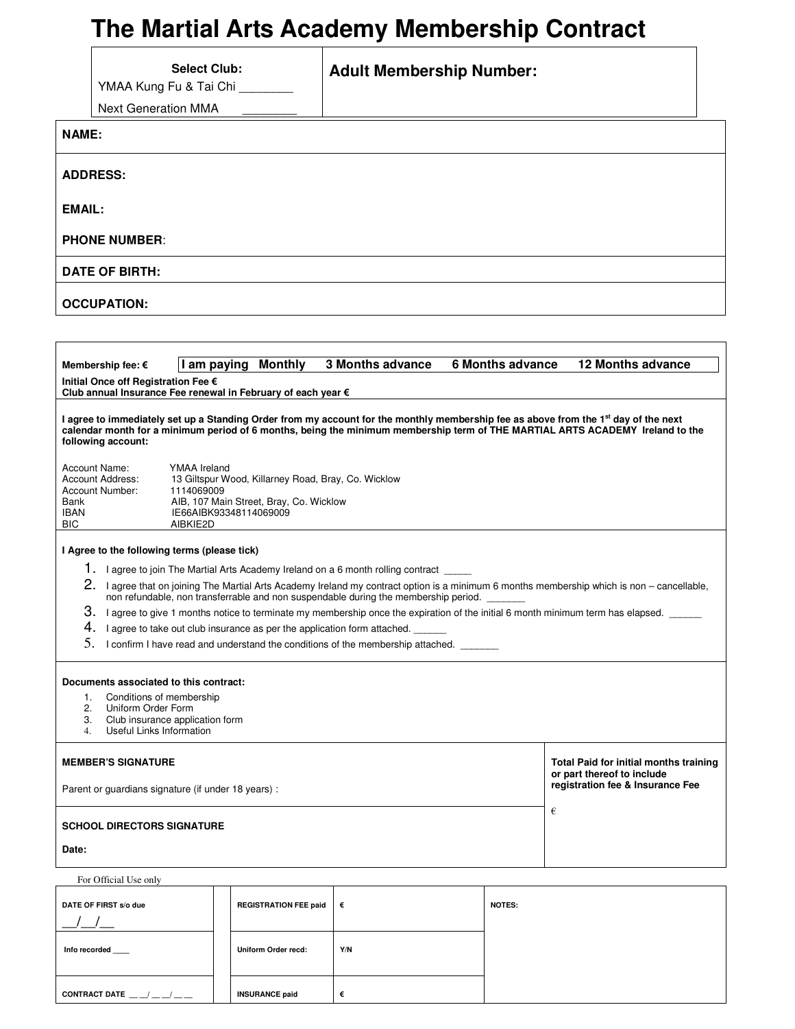# The Martial Arts Academy Membership Contract

| **Select Club:** | **Adult Membership Number:** |
|---|---|
| YMAA Kung Fu & Tai Chi ________ | |
| Next Generation MMA ________ | |

**NAME:**

**ADDRESS:**

**EMAIL:**

**PHONE NUMBER**:

**DATE OF BIRTH:**

**OCCUPATION:**

---

**Membership fee: €** | **I am paying Monthly 3 Months advance 6 Months advance 12 Months advance**

**Initial Once off Registration Fee €**
**Club annual Insurance Fee renewal in February of each year €**

**I agree to immediately set up a Standing Order from my account for the monthly membership fee as above from the 1st day of the next calendar month for a minimum period of 6 months, being the minimum membership term of THE MARTIAL ARTS ACADEMY Ireland to the following account:**

| | |
|---|---|
| Account Name: | YMAA Ireland |
| Account Address: | 13 Giltspur Wood, Killarney Road, Bray, Co. Wicklow |
| Account Number: | 1114069009 |
| Bank | AIB, 107 Main Street, Bray, Co. Wicklow |
| IBAN | IE66AIBK93348114069009 |
| BIC | AIBKIE2D |

**I Agree to the following terms (please tick)**

1. I agree to join The Martial Arts Academy Ireland on a 6 month rolling contract _____
2. I agree that on joining The Martial Arts Academy Ireland my contract option is a minimum 6 months membership which is non – cancellable, non refundable, non transferrable and non suspendable during the membership period. _______
3. I agree to give 1 months notice to terminate my membership once the expiration of the initial 6 month minimum term has elapsed. ______
4. I agree to take out club insurance as per the application form attached. ______
5. I confirm I have read and understand the conditions of the membership attached. _______

**Documents associated to this contract:**

1. Conditions of membership
2. Uniform Order Form
3. Club insurance application form
4. Useful Links Information

| | |
|---|---|
| **MEMBER'S SIGNATURE**<br><br>Parent or guardians signature (if under 18 years) : | **Total Paid for initial months training or part thereof to include registration fee & Insurance Fee**<br><br>€ |
| **SCHOOL DIRECTORS SIGNATURE**<br><br>**Date:** | |

For Official Use only

| | | | |
|---|---|---|---|
| **DATE OF FIRST s/o due** __/__/__ | **REGISTRATION FEE paid** | € | **NOTES:** |
| **Info recorded ____** | **Uniform Order recd:** | **Y/N** | |
| **CONTRACT DATE __ __/__ __/__ __** | **INSURANCE paid** | € | |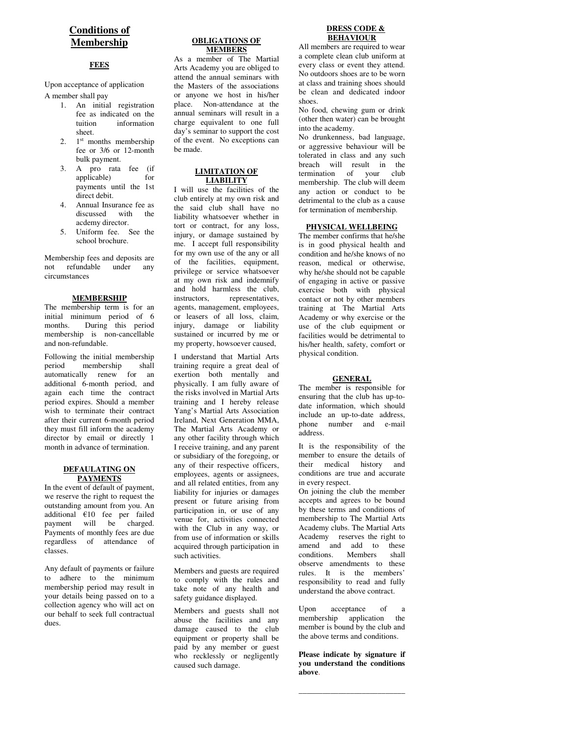# Conditions of Membership

## FEES

Upon acceptance of application

A member shall pay

1. An initial registration fee as indicated on the tuition information sheet.
2. 1st months membership fee or 3/6 or 12-month bulk payment.
3. A pro rata fee (if applicable) for payments until the 1st direct debit.
4. Annual Insurance fee as discussed with the acdemy director.
5. Uniform fee. See the school brochure.

Membership fees and deposits are not refundable under any circumstances

## MEMBERSHIP

The membership term is for an initial minimum period of 6 months. During this period membership is non-cancellable and non-refundable.

Following the initial membership period membership shall automatically renew for an additional 6-month period, and again each time the contract period expires. Should a member wish to terminate their contract after their current 6-month period they must fill inform the academy director by email or directly 1 month in advance of termination.

## DEFAULATING ON PAYMENTS

In the event of default of payment, we reserve the right to request the outstanding amount from you. An additional €10 fee per failed payment will be charged. Payments of monthly fees are due regardless of attendance of classes.

Any default of payments or failure to adhere to the minimum membership period may result in your details being passed on to a collection agency who will act on our behalf to seek full contractual dues.

## OBLIGATIONS OF MEMBERS

As a member of The Martial Arts Academy you are obliged to attend the annual seminars with the Masters of the associations or anyone we host in his/her place. Non-attendance at the annual seminars will result in a charge equivalent to one full day's seminar to support the cost of the event. No exceptions can be made.

## LIMITATION OF LIABILITY

I will use the facilities of the club entirely at my own risk and the said club shall have no liability whatsoever whether in tort or contract, for any loss, injury, or damage sustained by me. I accept full responsibility for my own use of the any or all of the facilities, equipment, privilege or service whatsoever at my own risk and indemnify and hold harmless the club, instructors, representatives, agents, management, employees, or leasers of all loss, claim, injury, damage or liability sustained or incurred by me or my property, howsoever caused,

I understand that Martial Arts training require a great deal of exertion both mentally and physically. I am fully aware of the risks involved in Martial Arts training and I hereby release Yang's Martial Arts Association Ireland, Next Generation MMA, The Martial Arts Academy or any other facility through which I receive training, and any parent or subsidiary of the foregoing, or any of their respective officers, employees, agents or assignees, and all related entities, from any liability for injuries or damages present or future arising from participation in, or use of any venue for, activities connected with the Club in any way, or from use of information or skills acquired through participation in such activities.

Members and guests are required to comply with the rules and take note of any health and safety guidance displayed.

Members and guests shall not abuse the facilities and any damage caused to the club equipment or property shall be paid by any member or guest who recklessly or negligently caused such damage.

## DRESS CODE & BEHAVIOUR

All members are required to wear a complete clean club uniform at every class or event they attend. No outdoors shoes are to be worn at class and training shoes should be clean and dedicated indoor shoes.

No food, chewing gum or drink (other then water) can be brought into the academy.

No drunkenness, bad language, or aggressive behaviour will be tolerated in class and any such breach will result in the termination of your club membership. The club will deem any action or conduct to be detrimental to the club as a cause for termination of membership.

## PHYSICAL WELLBEING

The member confirms that he/she is in good physical health and condition and he/she knows of no reason, medical or otherwise, why he/she should not be capable of engaging in active or passive exercise both with physical contact or not by other members training at The Martial Arts Academy or why exercise or the use of the club equipment or facilities would be detrimental to his/her health, safety, comfort or physical condition.

## GENERAL

The member is responsible for ensuring that the club has up-to-date information, which should include an up-to-date address, phone number and e-mail address.

It is the responsibility of the member to ensure the details of their medical history and conditions are true and accurate in every respect.

On joining the club the member accepts and agrees to be bound by these terms and conditions of membership to The Martial Arts Academy clubs. The Martial Arts Academy reserves the right to amend and add to these conditions. Members shall observe amendments to these rules. It is the members' responsibility to read and fully understand the above contract.

Upon acceptance of a membership application the member is bound by the club and the above terms and conditions.

**Please indicate by signature if you understand the conditions above**.

___________________________